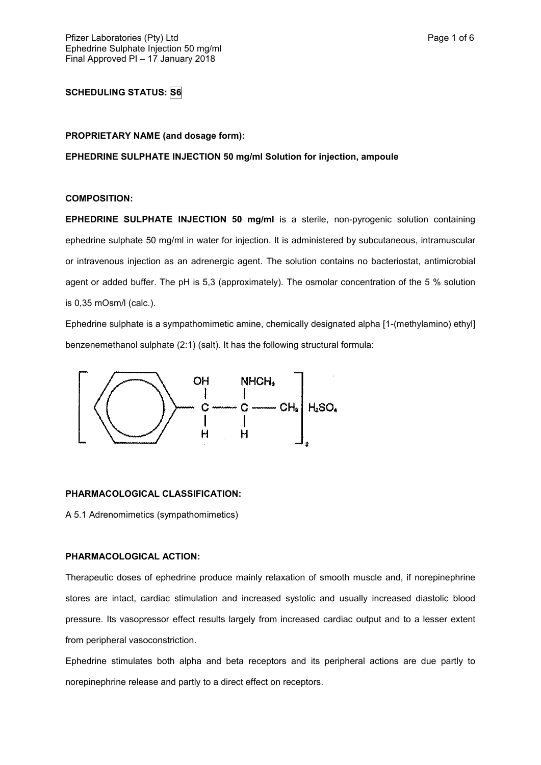**SCHEDULING STATUS: S6**

**PROPRIETARY NAME (and dosage form):**

**EPHEDRINE SULPHATE INJECTION 50 mg/ml Solution for injection, ampoule**

**COMPOSITION:**

**EPHEDRINE SULPHATE INJECTION 50 mg/ml** is a sterile, non-pyrogenic solution containing ephedrine sulphate 50 mg/ml in water for injection. It is administered by subcutaneous, intramuscular or intravenous injection as an adrenergic agent. The solution contains no bacteriostat, antimicrobial agent or added buffer. The pH is 5,3 (approximately). The osmolar concentration of the 5 % solution is 0,35 mOsm/l (calc.).

Ephedrine sulphate is a sympathomimetic amine, chemically designated alpha [1-(methylamino) ethyl] benzenemethanol sulphate (2:1) (salt). It has the following structural formula:

$$\left[ C_6H_5-CH(OH)-CH(NHCH_3)-CH_3 \right]_2 \cdot H_2SO_4$$

**PHARMACOLOGICAL CLASSIFICATION:**

A 5.1 Adrenomimetics (sympathomimetics)

**PHARMACOLOGICAL ACTION:**

Therapeutic doses of ephedrine produce mainly relaxation of smooth muscle and, if norepinephrine stores are intact, cardiac stimulation and increased systolic and usually increased diastolic blood pressure. Its vasopressor effect results largely from increased cardiac output and to a lesser extent from peripheral vasoconstriction.

Ephedrine stimulates both alpha and beta receptors and its peripheral actions are due partly to norepinephrine release and partly to a direct effect on receptors.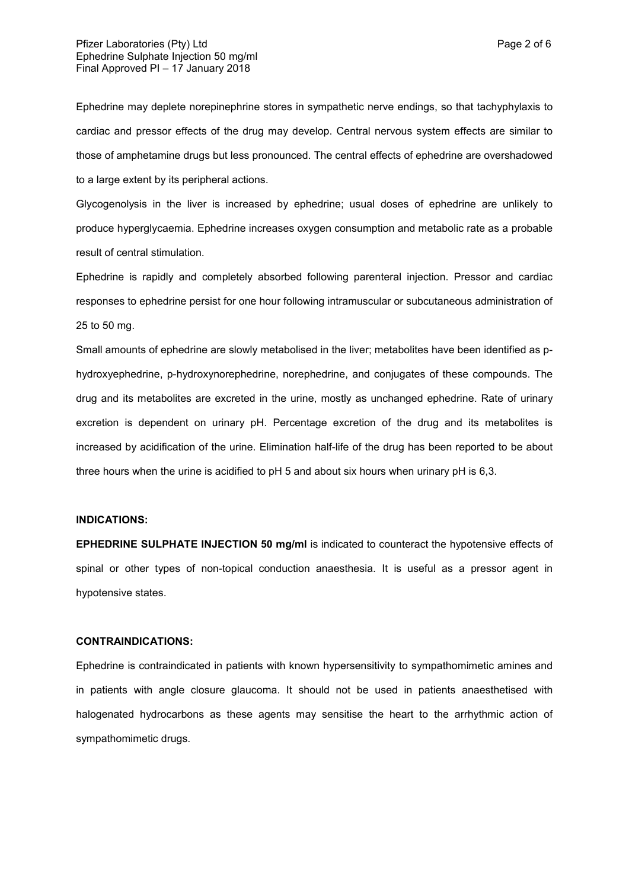Ephedrine may deplete norepinephrine stores in sympathetic nerve endings, so that tachyphylaxis to cardiac and pressor effects of the drug may develop. Central nervous system effects are similar to those of amphetamine drugs but less pronounced. The central effects of ephedrine are overshadowed to a large extent by its peripheral actions.

Glycogenolysis in the liver is increased by ephedrine; usual doses of ephedrine are unlikely to produce hyperglycaemia. Ephedrine increases oxygen consumption and metabolic rate as a probable result of central stimulation.

Ephedrine is rapidly and completely absorbed following parenteral injection. Pressor and cardiac responses to ephedrine persist for one hour following intramuscular or subcutaneous administration of 25 to 50 mg.

Small amounts of ephedrine are slowly metabolised in the liver; metabolites have been identified as p-hydroxyephedrine, p-hydroxynorephedrine, norephedrine, and conjugates of these compounds. The drug and its metabolites are excreted in the urine, mostly as unchanged ephedrine. Rate of urinary excretion is dependent on urinary pH. Percentage excretion of the drug and its metabolites is increased by acidification of the urine. Elimination half-life of the drug has been reported to be about three hours when the urine is acidified to pH 5 and about six hours when urinary pH is 6,3.

**INDICATIONS:**

**EPHEDRINE SULPHATE INJECTION 50 mg/ml** is indicated to counteract the hypotensive effects of spinal or other types of non-topical conduction anaesthesia. It is useful as a pressor agent in hypotensive states.

**CONTRAINDICATIONS:**

Ephedrine is contraindicated in patients with known hypersensitivity to sympathomimetic amines and in patients with angle closure glaucoma. It should not be used in patients anaesthetised with halogenated hydrocarbons as these agents may sensitise the heart to the arrhythmic action of sympathomimetic drugs.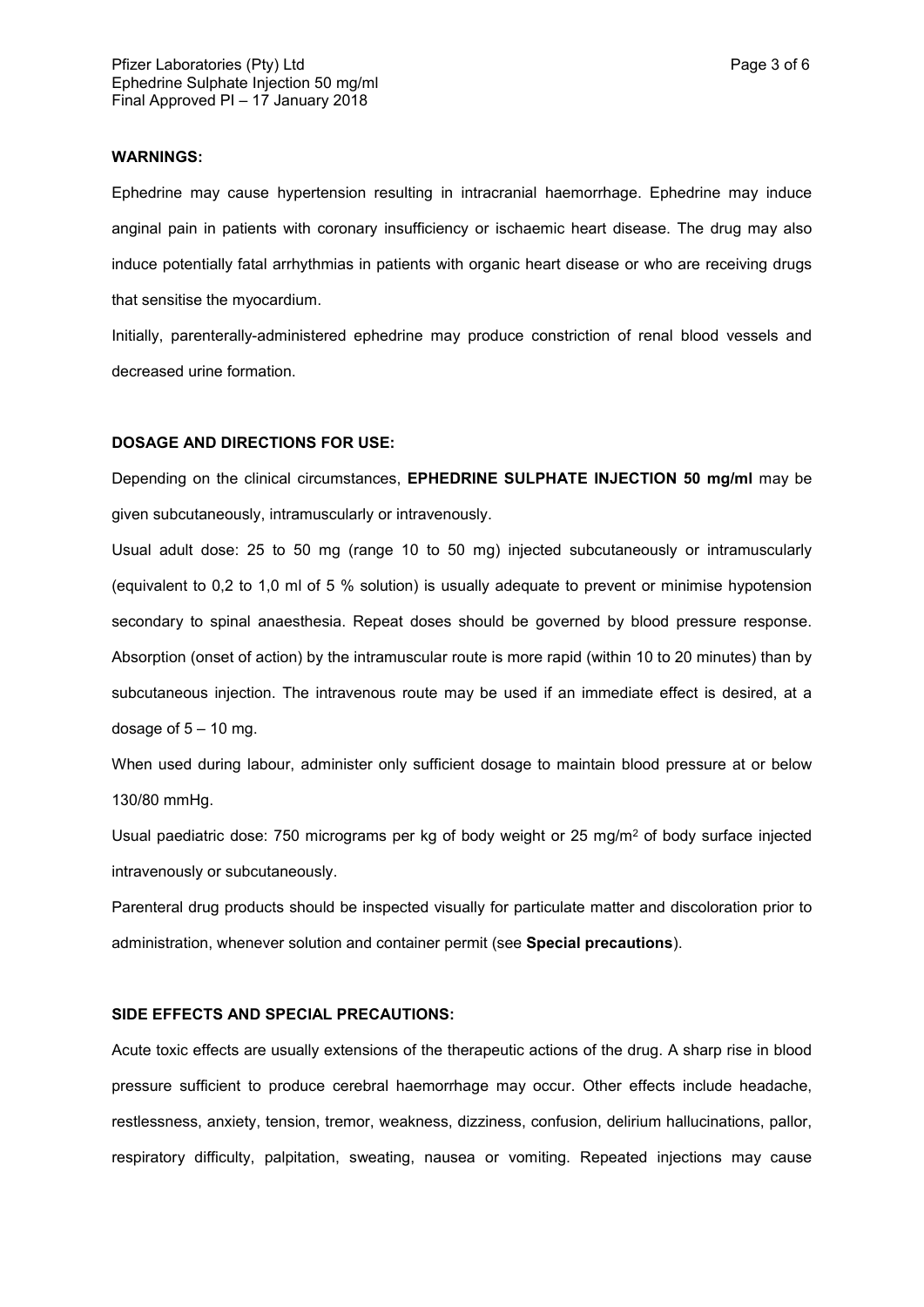**WARNINGS:**

Ephedrine may cause hypertension resulting in intracranial haemorrhage. Ephedrine may induce anginal pain in patients with coronary insufficiency or ischaemic heart disease. The drug may also induce potentially fatal arrhythmias in patients with organic heart disease or who are receiving drugs that sensitise the myocardium.

Initially, parenterally-administered ephedrine may produce constriction of renal blood vessels and decreased urine formation.

**DOSAGE AND DIRECTIONS FOR USE:**

Depending on the clinical circumstances, **EPHEDRINE SULPHATE INJECTION 50 mg/ml** may be given subcutaneously, intramuscularly or intravenously.

Usual adult dose: 25 to 50 mg (range 10 to 50 mg) injected subcutaneously or intramuscularly (equivalent to 0,2 to 1,0 ml of 5 % solution) is usually adequate to prevent or minimise hypotension secondary to spinal anaesthesia. Repeat doses should be governed by blood pressure response. Absorption (onset of action) by the intramuscular route is more rapid (within 10 to 20 minutes) than by subcutaneous injection. The intravenous route may be used if an immediate effect is desired, at a dosage of 5 – 10 mg.

When used during labour, administer only sufficient dosage to maintain blood pressure at or below 130/80 mmHg.

Usual paediatric dose: 750 micrograms per kg of body weight or 25 mg/$m^2$ of body surface injected intravenously or subcutaneously.

Parenteral drug products should be inspected visually for particulate matter and discoloration prior to administration, whenever solution and container permit (see **Special precautions**).

**SIDE EFFECTS AND SPECIAL PRECAUTIONS:**

Acute toxic effects are usually extensions of the therapeutic actions of the drug. A sharp rise in blood pressure sufficient to produce cerebral haemorrhage may occur. Other effects include headache, restlessness, anxiety, tension, tremor, weakness, dizziness, confusion, delirium hallucinations, pallor, respiratory difficulty, palpitation, sweating, nausea or vomiting. Repeated injections may cause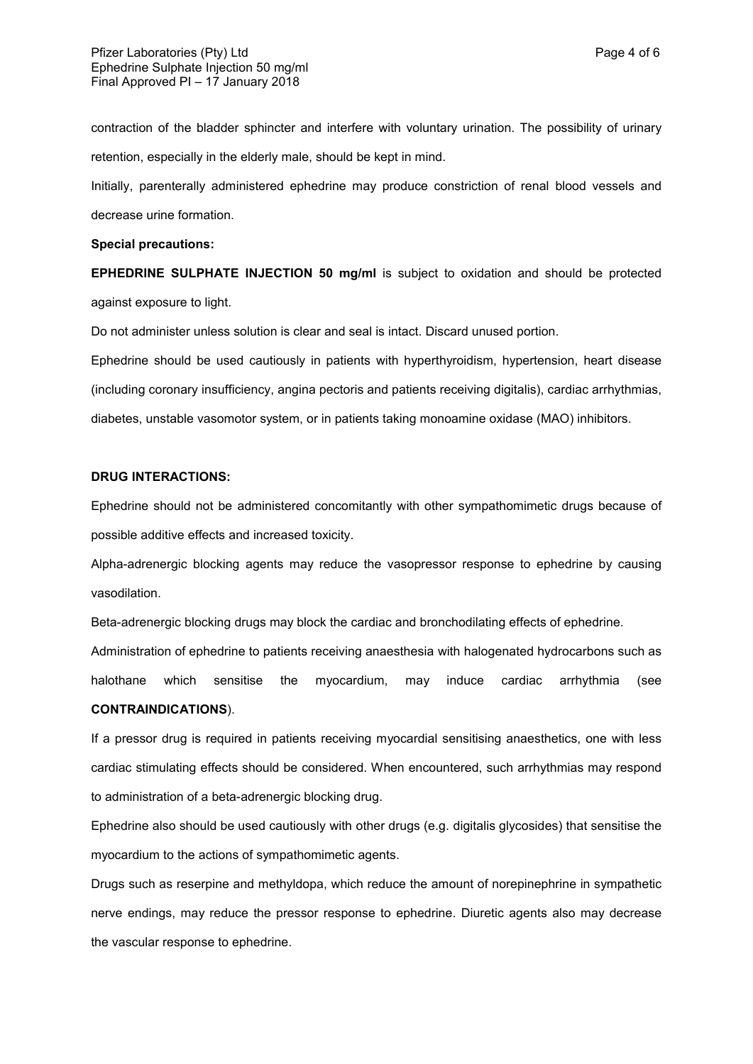contraction of the bladder sphincter and interfere with voluntary urination. The possibility of urinary retention, especially in the elderly male, should be kept in mind.

Initially, parenterally administered ephedrine may produce constriction of renal blood vessels and decrease urine formation.

**Special precautions:**

**EPHEDRINE SULPHATE INJECTION 50 mg/ml** is subject to oxidation and should be protected against exposure to light.

Do not administer unless solution is clear and seal is intact. Discard unused portion.

Ephedrine should be used cautiously in patients with hyperthyroidism, hypertension, heart disease (including coronary insufficiency, angina pectoris and patients receiving digitalis), cardiac arrhythmias, diabetes, unstable vasomotor system, or in patients taking monoamine oxidase (MAO) inhibitors.

**DRUG INTERACTIONS:**

Ephedrine should not be administered concomitantly with other sympathomimetic drugs because of possible additive effects and increased toxicity.

Alpha-adrenergic blocking agents may reduce the vasopressor response to ephedrine by causing vasodilation.

Beta-adrenergic blocking drugs may block the cardiac and bronchodilating effects of ephedrine.

Administration of ephedrine to patients receiving anaesthesia with halogenated hydrocarbons such as halothane which sensitise the myocardium, may induce cardiac arrhythmia (see **CONTRAINDICATIONS**).

If a pressor drug is required in patients receiving myocardial sensitising anaesthetics, one with less cardiac stimulating effects should be considered. When encountered, such arrhythmias may respond to administration of a beta-adrenergic blocking drug.

Ephedrine also should be used cautiously with other drugs (e.g. digitalis glycosides) that sensitise the myocardium to the actions of sympathomimetic agents.

Drugs such as reserpine and methyldopa, which reduce the amount of norepinephrine in sympathetic nerve endings, may reduce the pressor response to ephedrine. Diuretic agents also may decrease the vascular response to ephedrine.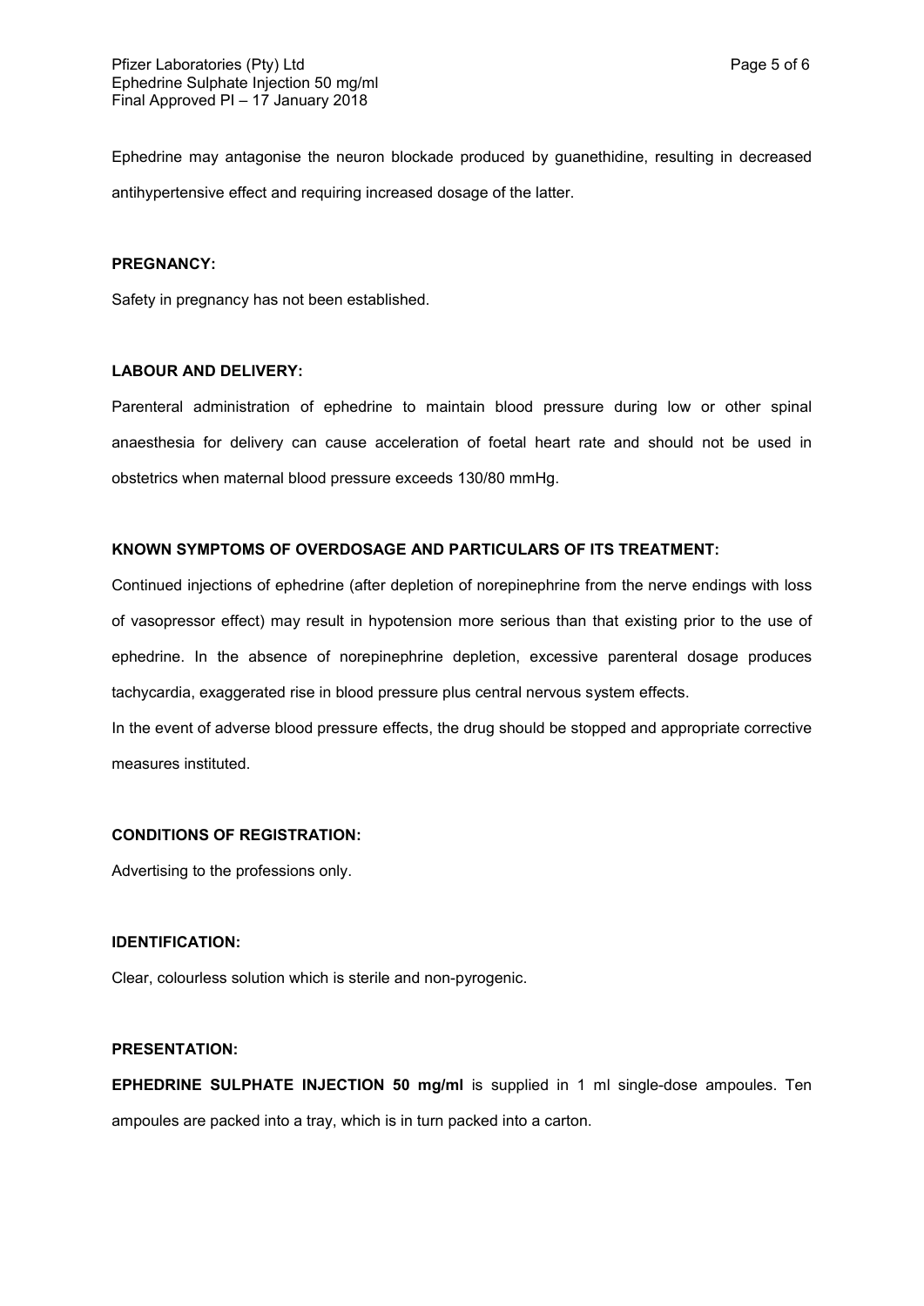Ephedrine may antagonise the neuron blockade produced by guanethidine, resulting in decreased antihypertensive effect and requiring increased dosage of the latter.

**PREGNANCY:**

Safety in pregnancy has not been established.

**LABOUR AND DELIVERY:**

Parenteral administration of ephedrine to maintain blood pressure during low or other spinal anaesthesia for delivery can cause acceleration of foetal heart rate and should not be used in obstetrics when maternal blood pressure exceeds 130/80 mmHg.

**KNOWN SYMPTOMS OF OVERDOSAGE AND PARTICULARS OF ITS TREATMENT:**

Continued injections of ephedrine (after depletion of norepinephrine from the nerve endings with loss of vasopressor effect) may result in hypotension more serious than that existing prior to the use of ephedrine. In the absence of norepinephrine depletion, excessive parenteral dosage produces tachycardia, exaggerated rise in blood pressure plus central nervous system effects.

In the event of adverse blood pressure effects, the drug should be stopped and appropriate corrective measures instituted.

**CONDITIONS OF REGISTRATION:**

Advertising to the professions only.

**IDENTIFICATION:**

Clear, colourless solution which is sterile and non-pyrogenic.

**PRESENTATION:**

**EPHEDRINE SULPHATE INJECTION 50 mg/ml** is supplied in 1 ml single-dose ampoules. Ten ampoules are packed into a tray, which is in turn packed into a carton.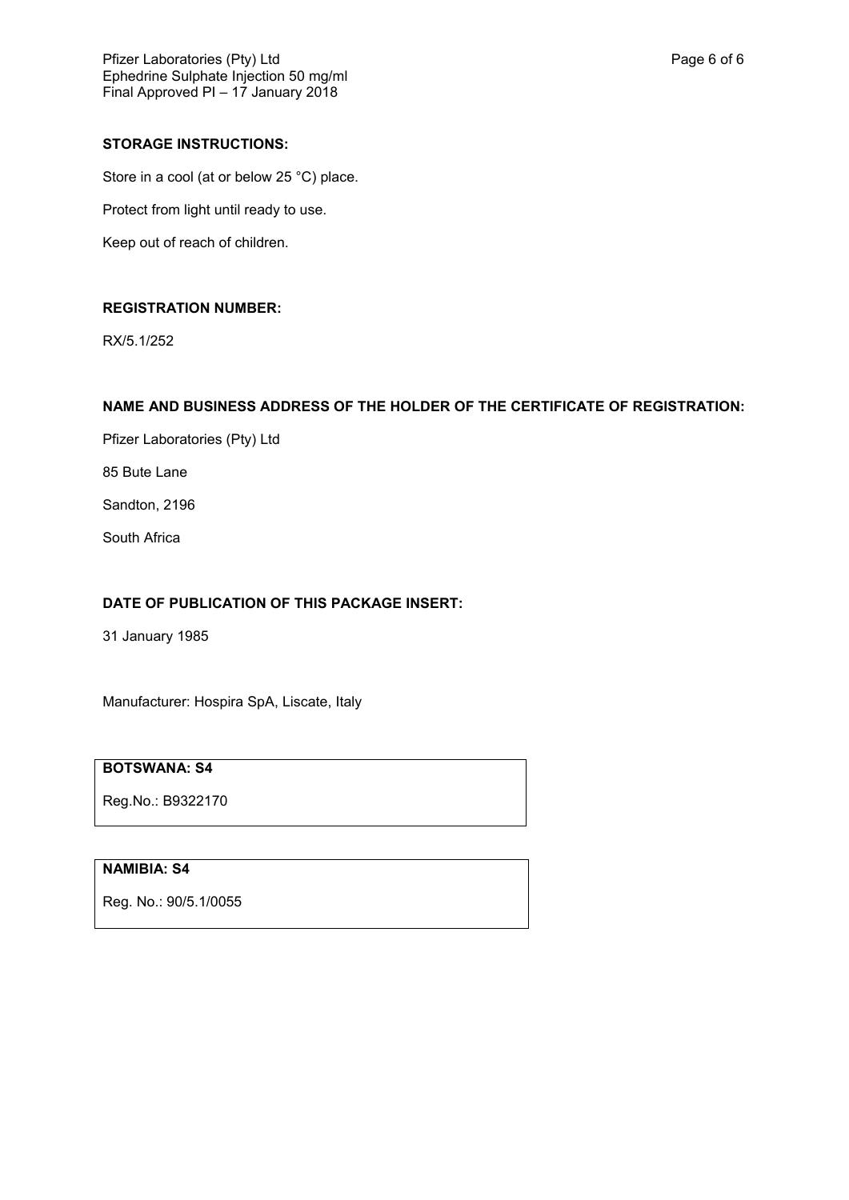**STORAGE INSTRUCTIONS:**

Store in a cool (at or below 25 °C) place.

Protect from light until ready to use.

Keep out of reach of children.

**REGISTRATION NUMBER:**

RX/5.1/252

**NAME AND BUSINESS ADDRESS OF THE HOLDER OF THE CERTIFICATE OF REGISTRATION:**

Pfizer Laboratories (Pty) Ltd

85 Bute Lane

Sandton, 2196

South Africa

**DATE OF PUBLICATION OF THIS PACKAGE INSERT:**

31 January 1985

Manufacturer: Hospira SpA, Liscate, Italy

**BOTSWANA: S4**

Reg.No.: B9322170

**NAMIBIA: S4**

Reg. No.: 90/5.1/0055